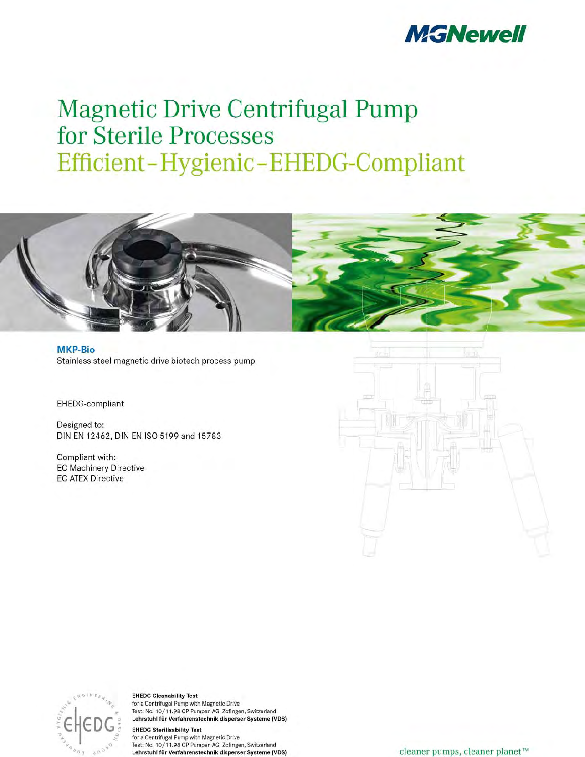MGNewell

# Magnetic Drive Centrifugal Pump for Sterile Processes

## Efficient – Hygienic – EHEDG-Compliant

**MKP-Bio**

Stainless steel magnetic drive biotech process pump

EHEDG-compliant

Designed to:
DIN EN 12462, DIN EN ISO 5199 and 15783

Compliant with:
EC Machinery Directive
EC ATEX Directive

**EHEDG Cleanability Test**
for a Centrifugal Pump with Magnetic Drive
Test: No. 10/11.98 CP Pumpen AG, Zofingen, Switzerland
**Lehrstuhl für Verfahrenstechnik disperser Systeme (VDS)**

**EHEDG Sterilisability Test**
for a Centrifugal Pump with Magnetic Drive
Test: No. 10/11.98 CP Pumpen AG, Zofingen, Switzerland
**Lehrstuhl für Verfahrenstechnik disperser Systeme (VDS)**

cleaner pumps, cleaner planet™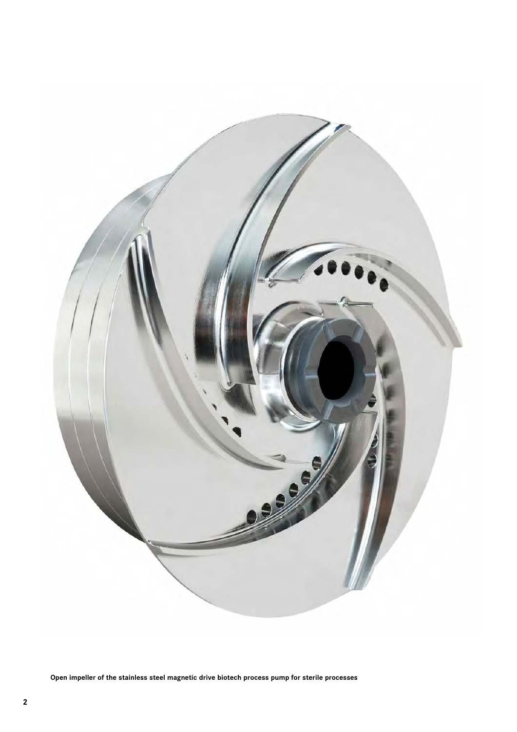**Open impeller of the stainless steel magnetic drive biotech process pump for sterile processes**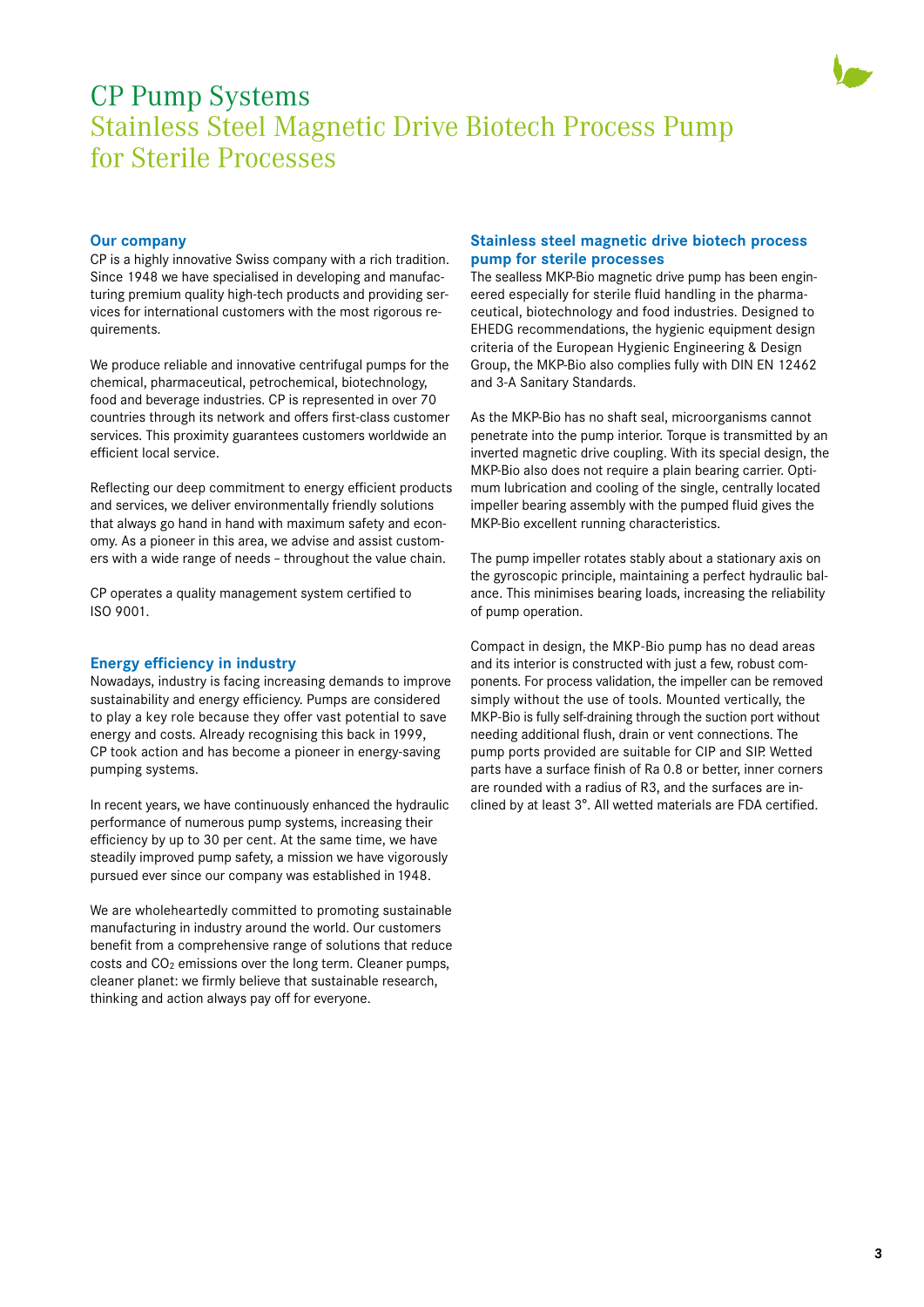# CP Pump Systems
## Stainless Steel Magnetic Drive Biotech Process Pump for Sterile Processes

### Our company

CP is a highly innovative Swiss company with a rich tradition. Since 1948 we have specialised in developing and manufacturing premium quality high-tech products and providing services for international customers with the most rigorous requirements.

We produce reliable and innovative centrifugal pumps for the chemical, pharmaceutical, petrochemical, biotechnology, food and beverage industries. CP is represented in over 70 countries through its network and offers first-class customer services. This proximity guarantees customers worldwide an efficient local service.

Reflecting our deep commitment to energy efficient products and services, we deliver environmentally friendly solutions that always go hand in hand with maximum safety and economy. As a pioneer in this area, we advise and assist customers with a wide range of needs – throughout the value chain.

CP operates a quality management system certified to ISO 9001.

### Energy efficiency in industry

Nowadays, industry is facing increasing demands to improve sustainability and energy efficiency. Pumps are considered to play a key role because they offer vast potential to save energy and costs. Already recognising this back in 1999, CP took action and has become a pioneer in energy-saving pumping systems.

In recent years, we have continuously enhanced the hydraulic performance of numerous pump systems, increasing their efficiency by up to 30 per cent. At the same time, we have steadily improved pump safety, a mission we have vigorously pursued ever since our company was established in 1948.

We are wholeheartedly committed to promoting sustainable manufacturing in industry around the world. Our customers benefit from a comprehensive range of solutions that reduce costs and $CO_2$ emissions over the long term. Cleaner pumps, cleaner planet: we firmly believe that sustainable research, thinking and action always pay off for everyone.

### Stainless steel magnetic drive biotech process pump for sterile processes

The sealless MKP-Bio magnetic drive pump has been engineered especially for sterile fluid handling in the pharmaceutical, biotechnology and food industries. Designed to EHEDG recommendations, the hygienic equipment design criteria of the European Hygienic Engineering & Design Group, the MKP-Bio also complies fully with DIN EN 12462 and 3-A Sanitary Standards.

As the MKP-Bio has no shaft seal, microorganisms cannot penetrate into the pump interior. Torque is transmitted by an inverted magnetic drive coupling. With its special design, the MKP-Bio also does not require a plain bearing carrier. Optimum lubrication and cooling of the single, centrally located impeller bearing assembly with the pumped fluid gives the MKP-Bio excellent running characteristics.

The pump impeller rotates stably about a stationary axis on the gyroscopic principle, maintaining a perfect hydraulic balance. This minimises bearing loads, increasing the reliability of pump operation.

Compact in design, the MKP-Bio pump has no dead areas and its interior is constructed with just a few, robust components. For process validation, the impeller can be removed simply without the use of tools. Mounted vertically, the MKP-Bio is fully self-draining through the suction port without needing additional flush, drain or vent connections. The pump ports provided are suitable for CIP and SIP. Wetted parts have a surface finish of Ra 0.8 or better, inner corners are rounded with a radius of R3, and the surfaces are inclined by at least 3°. All wetted materials are FDA certified.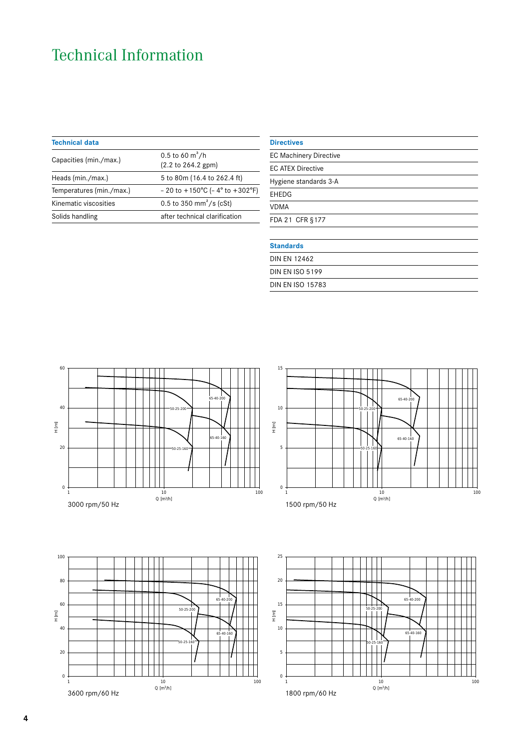# Technical Information

| Technical data | |
|---|---|
| Capacities (min./max.) | 0.5 to 60 $m^3$/h (2.2 to 264.2 gpm) |
| Heads (min./max.) | 5 to 80m (16.4 to 262.4 ft) |
| Temperatures (min./max.) | – 20 to +150°C (– 4° to +302°F) |
| Kinematic viscosities | 0.5 to 350 $mm^2$/s (cSt) |
| Solids handling | after technical clarification |

| Directives |
|---|
| EC Machinery Directive |
| EC ATEX Directive |
| Hygiene standards 3-A |
| EHEDG |
| VDMA |
| FDA 21 CFR §177 |

| Standards |
|---|
| DIN EN 12462 |
| DIN EN ISO 5199 |
| DIN EN ISO 15783 |

3000 rpm/50 Hz

1500 rpm/50 Hz

3600 rpm/60 Hz

1800 rpm/60 Hz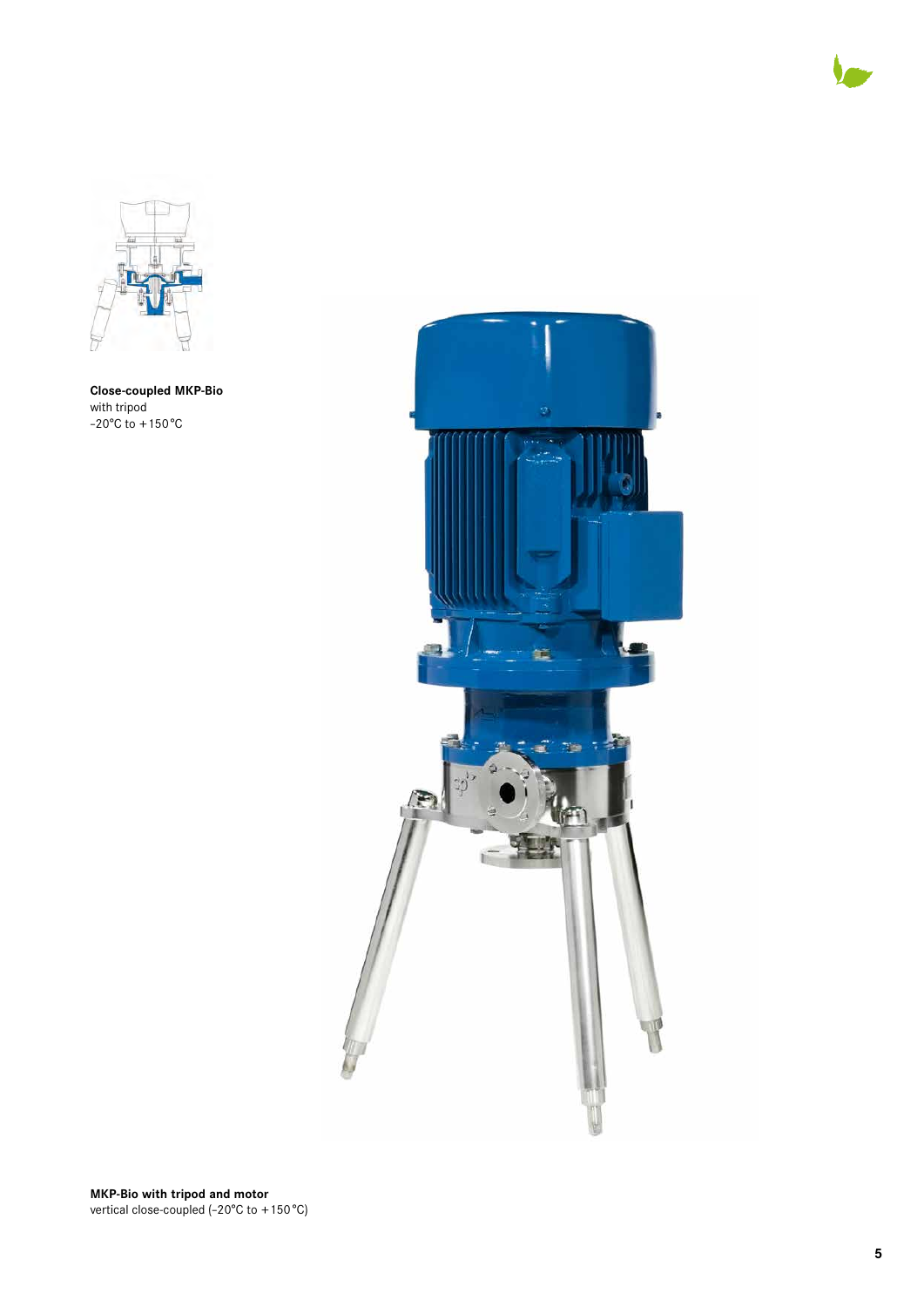**Close-coupled MKP-Bio**
with tripod
-20°C to +150°C

**MKP-Bio with tripod and motor**
vertical close-coupled (-20°C to +150°C)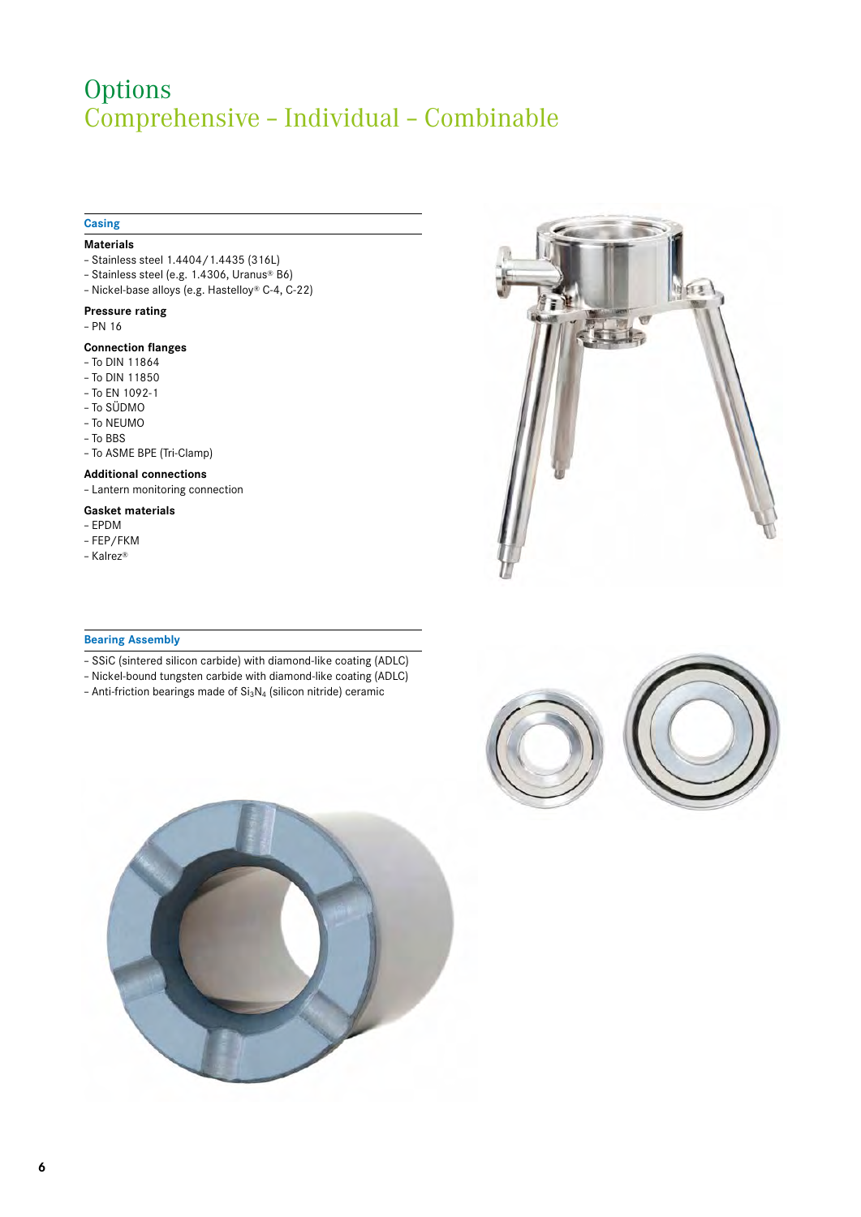# Options
## Comprehensive – Individual – Combinable

### Casing

**Materials**
- Stainless steel 1.4404 / 1.4435 (316L)
- Stainless steel (e.g. 1.4306, Uranus® B6)
- Nickel-base alloys (e.g. Hastelloy® C-4, C-22)

**Pressure rating**
- PN 16

**Connection flanges**
- To DIN 11864
- To DIN 11850
- To EN 1092-1
- To SÜDMO
- To NEUMO
- To BBS
- To ASME BPE (Tri-Clamp)

**Additional connections**
- Lantern monitoring connection

**Gasket materials**
- EPDM
- FEP/FKM
- Kalrez®

### Bearing Assembly

- SSiC (sintered silicon carbide) with diamond-like coating (ADLC)
- Nickel-bound tungsten carbide with diamond-like coating (ADLC)
- Anti-friction bearings made of $Si_3N_4$ (silicon nitride) ceramic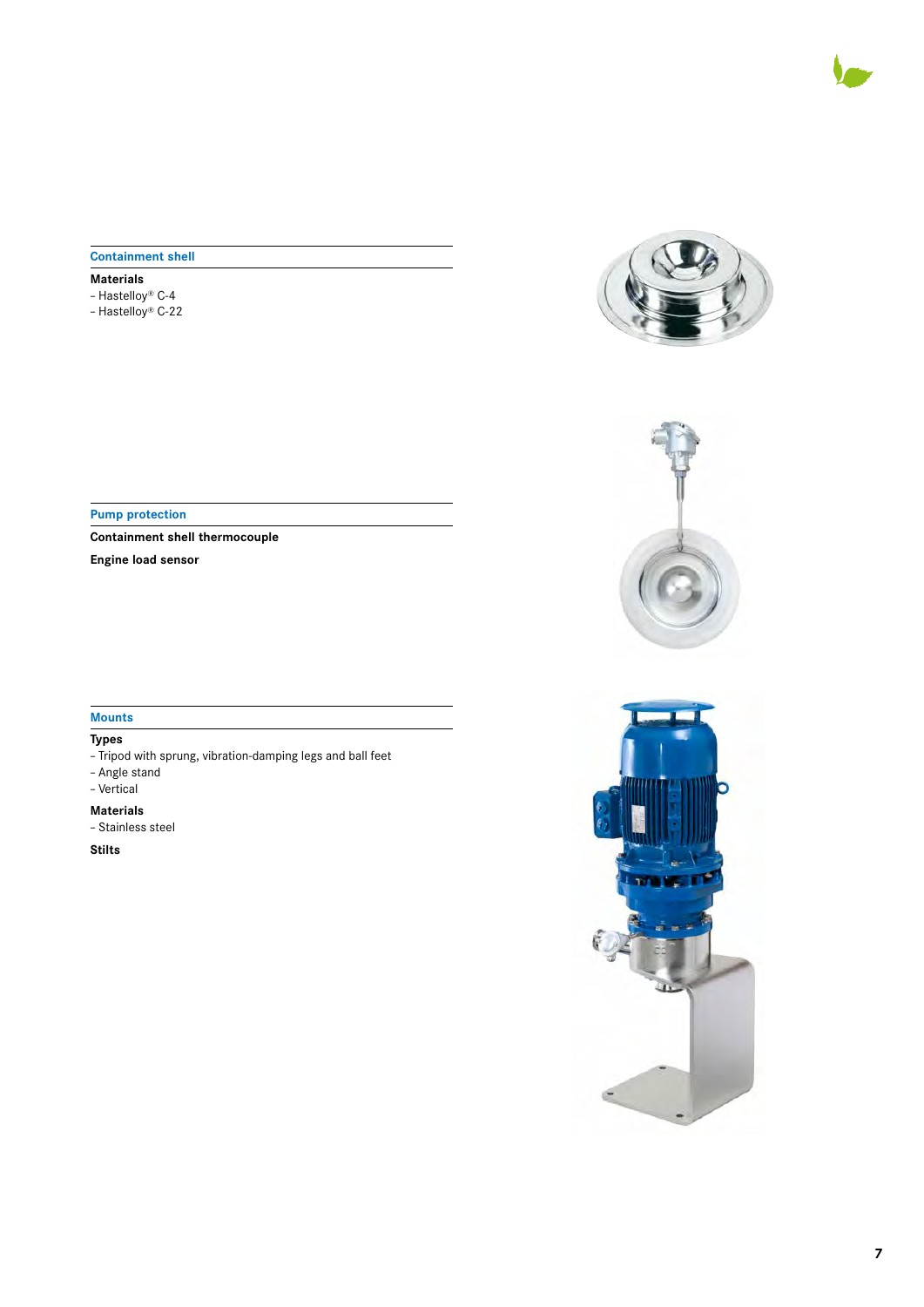## Containment shell

**Materials**

- Hastelloy® C-4
- Hastelloy® C-22

## Pump protection

**Containment shell thermocouple**

**Engine load sensor**

## Mounts

**Types**

- Tripod with sprung, vibration-damping legs and ball feet
- Angle stand
- Vertical

**Materials**

- Stainless steel

**Stilts**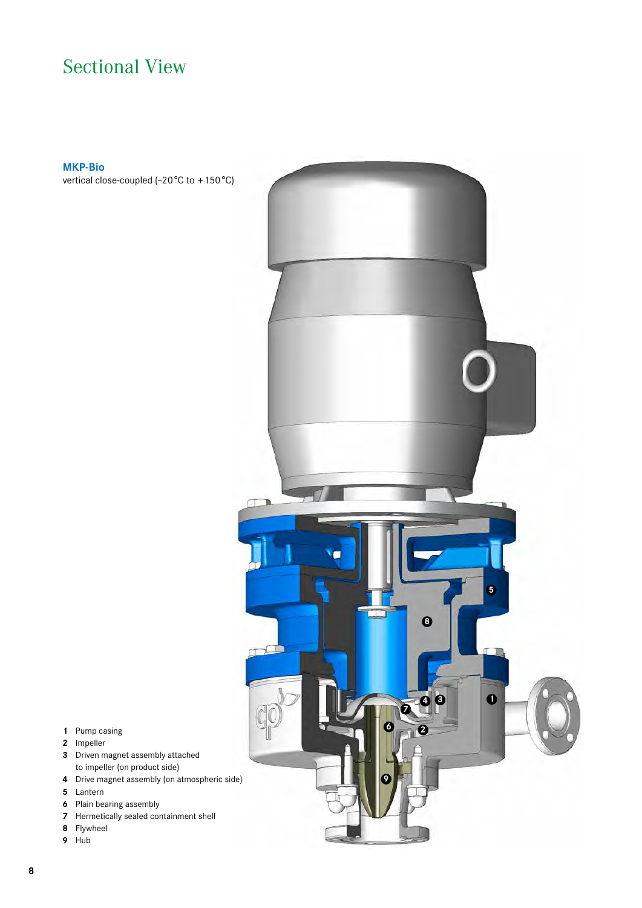# Sectional View

**MKP-Bio**

vertical close-coupled (-20 °C to + 150 °C)

1 Pump casing
2 Impeller
3 Driven magnet assembly attached to impeller (on product side)
4 Drive magnet assembly (on atmospheric side)
5 Lantern
6 Plain bearing assembly
7 Hermetically sealed containment shell
8 Flywheel
9 Hub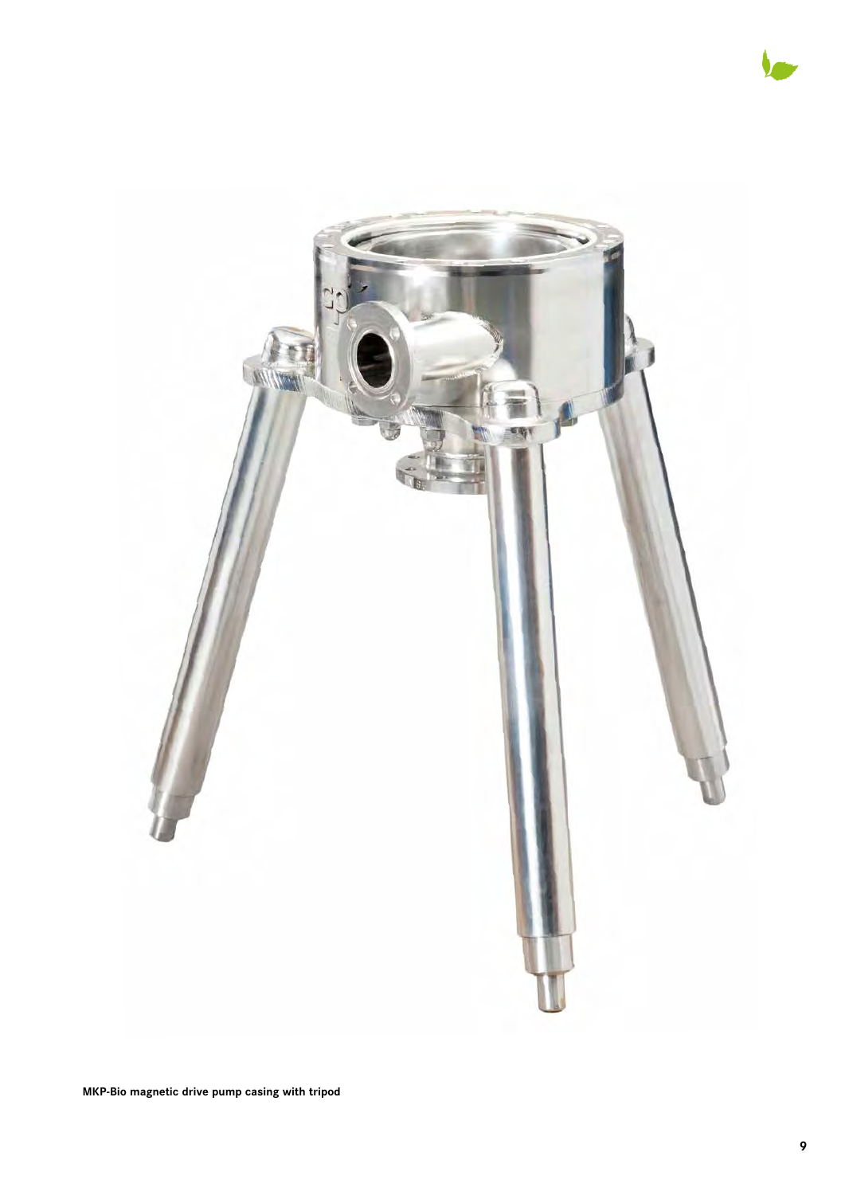**MKP-Bio magnetic drive pump casing with tripod**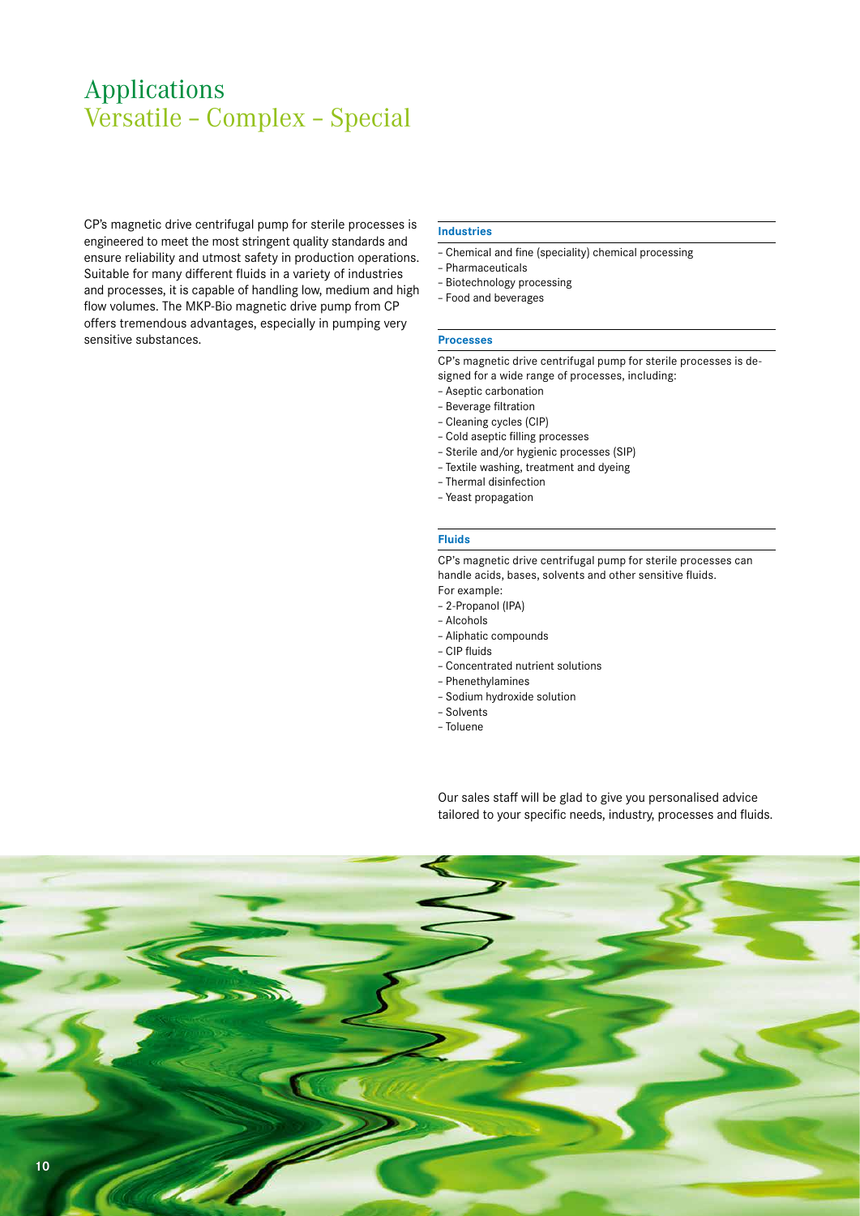# Applications
## Versatile – Complex – Special

CP's magnetic drive centrifugal pump for sterile processes is engineered to meet the most stringent quality standards and ensure reliability and utmost safety in production operations. Suitable for many different fluids in a variety of industries and processes, it is capable of handling low, medium and high flow volumes. The MKP-Bio magnetic drive pump from CP offers tremendous advantages, especially in pumping very sensitive substances.

**Industries**

- Chemical and fine (speciality) chemical processing
- Pharmaceuticals
- Biotechnology processing
- Food and beverages

**Processes**

CP's magnetic drive centrifugal pump for sterile processes is designed for a wide range of processes, including:

- Aseptic carbonation
- Beverage filtration
- Cleaning cycles (CIP)
- Cold aseptic filling processes
- Sterile and/or hygienic processes (SIP)
- Textile washing, treatment and dyeing
- Thermal disinfection
- Yeast propagation

**Fluids**

CP's magnetic drive centrifugal pump for sterile processes can handle acids, bases, solvents and other sensitive fluids.
For example:

- 2-Propanol (IPA)
- Alcohols
- Aliphatic compounds
- CIP fluids
- Concentrated nutrient solutions
- Phenethylamines
- Sodium hydroxide solution
- Solvents
- Toluene

Our sales staff will be glad to give you personalised advice tailored to your specific needs, industry, processes and fluids.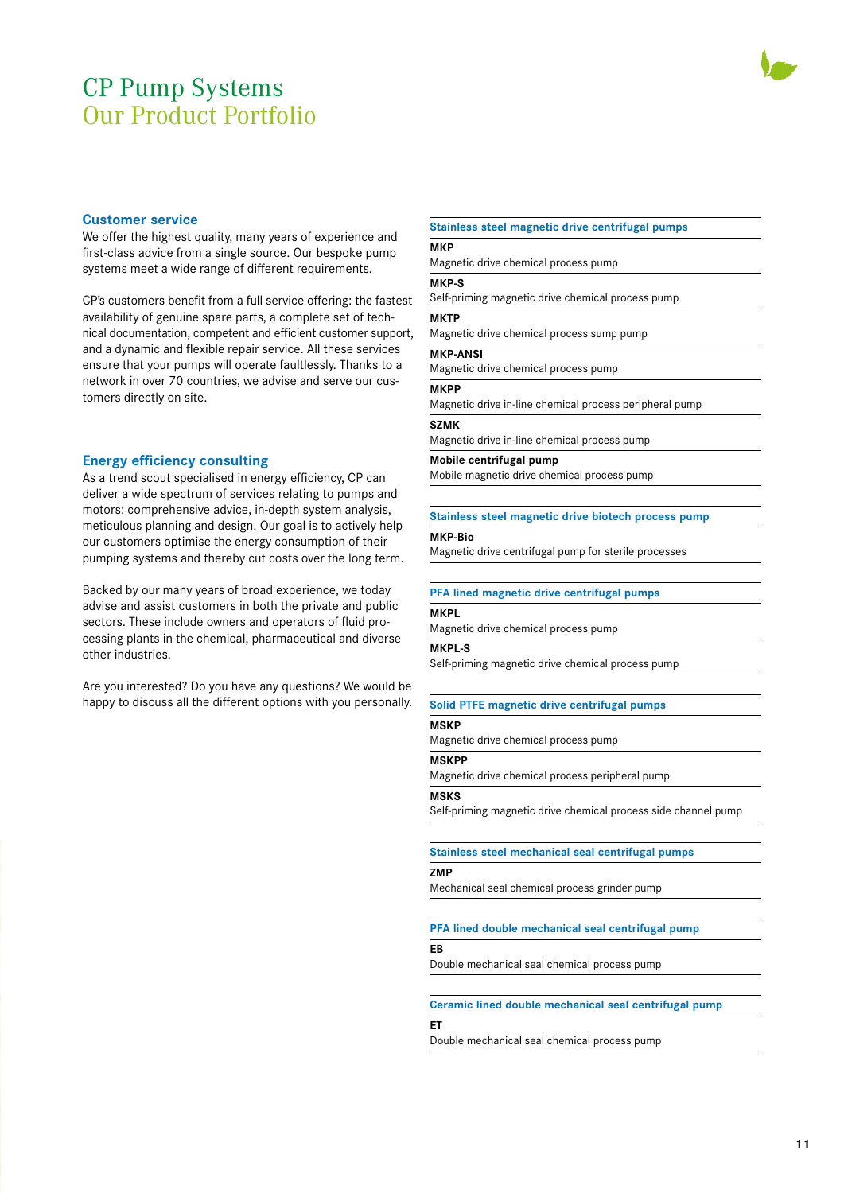# CP Pump Systems
## Our Product Portfolio

### Customer service

We offer the highest quality, many years of experience and first-class advice from a single source. Our bespoke pump systems meet a wide range of different requirements.

CP's customers benefit from a full service offering: the fastest availability of genuine spare parts, a complete set of technical documentation, competent and efficient customer support, and a dynamic and flexible repair service. All these services ensure that your pumps will operate faultlessly. Thanks to a network in over 70 countries, we advise and serve our customers directly on site.

### Energy efficiency consulting

As a trend scout specialised in energy efficiency, CP can deliver a wide spectrum of services relating to pumps and motors: comprehensive advice, in-depth system analysis, meticulous planning and design. Our goal is to actively help our customers optimise the energy consumption of their pumping systems and thereby cut costs over the long term.

Backed by our many years of broad experience, we today advise and assist customers in both the private and public sectors. These include owners and operators of fluid processing plants in the chemical, pharmaceutical and diverse other industries.

Are you interested? Do you have any questions? We would be happy to discuss all the different options with you personally.

### Stainless steel magnetic drive centrifugal pumps

**MKP**
Magnetic drive chemical process pump

**MKP-S**
Self-priming magnetic drive chemical process pump

**MKTP**
Magnetic drive chemical process sump pump

**MKP-ANSI**
Magnetic drive chemical process pump

**MKPP**
Magnetic drive in-line chemical process peripheral pump

**SZMK**
Magnetic drive in-line chemical process pump

**Mobile centrifugal pump**
Mobile magnetic drive chemical process pump

### Stainless steel magnetic drive biotech process pump

**MKP-Bio**
Magnetic drive centrifugal pump for sterile processes

### PFA lined magnetic drive centrifugal pumps

**MKPL**
Magnetic drive chemical process pump

**MKPL-S**
Self-priming magnetic drive chemical process pump

### Solid PTFE magnetic drive centrifugal pumps

**MSKP**
Magnetic drive chemical process pump

**MSKPP**
Magnetic drive chemical process peripheral pump

**MSKS**
Self-priming magnetic drive chemical process side channel pump

### Stainless steel mechanical seal centrifugal pumps

**ZMP**
Mechanical seal chemical process grinder pump

### PFA lined double mechanical seal centrifugal pump

**EB**
Double mechanical seal chemical process pump

### Ceramic lined double mechanical seal centrifugal pump

**ET**
Double mechanical seal chemical process pump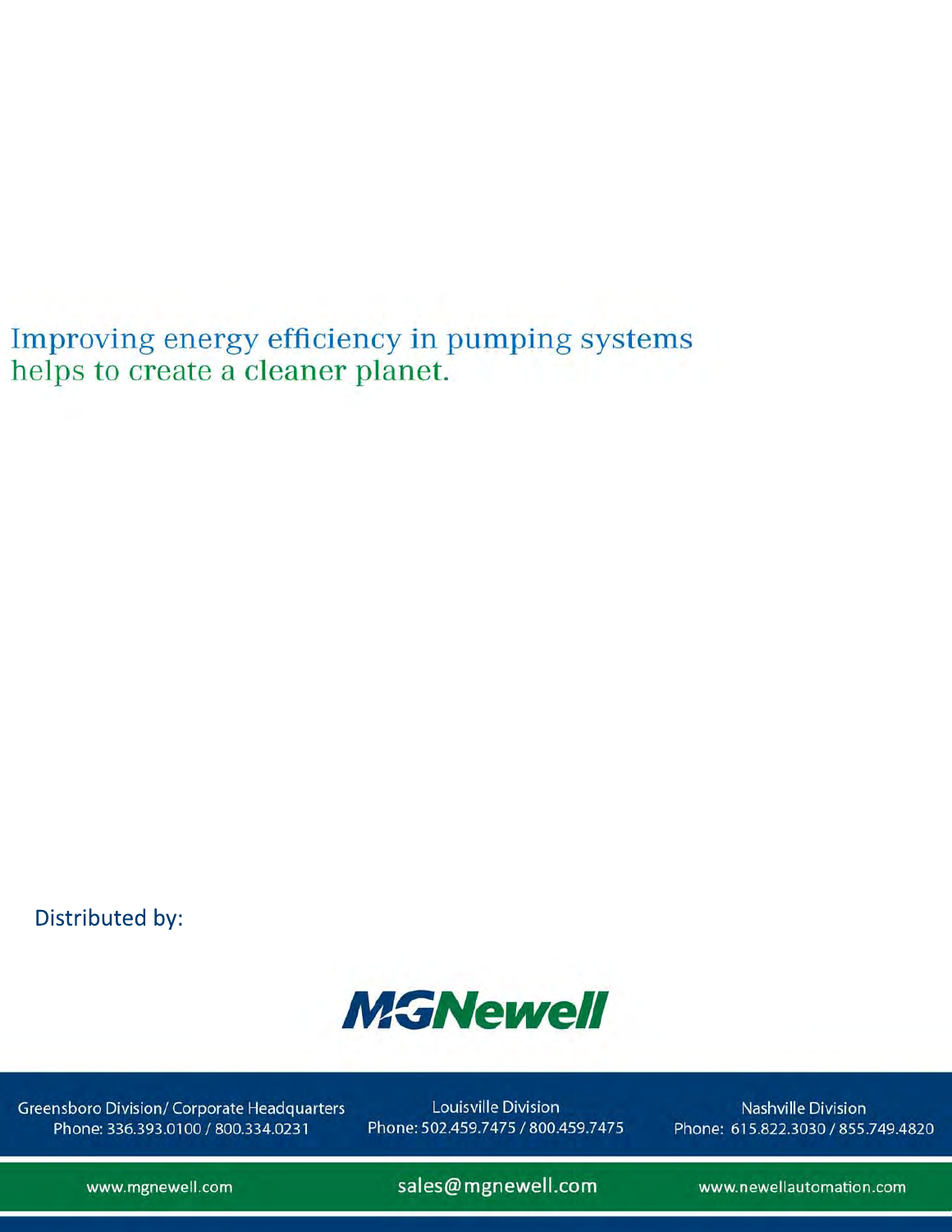Improving energy efficiency in pumping systems
helps to create a cleaner planet.

Distributed by:

MGNewell

Greensboro Division/ Corporate Headquarters
Phone: 336.393.0100 / 800.334.0231

Louisville Division
Phone: 502.459.7475 / 800.459.7475

Nashville Division
Phone: 615.822.3030 / 855.749.4820

www.mgnewell.com

sales@mgnewell.com

www.newellautomation.com